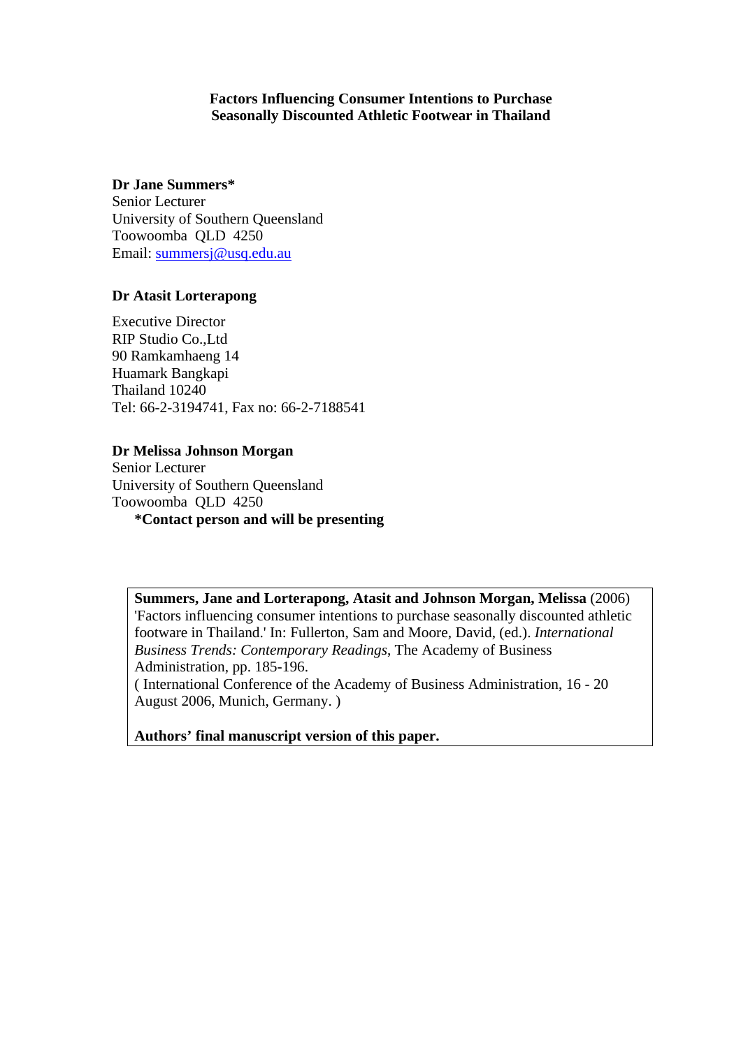# Factors Influencing Consumer Intentions to Purchase Seasonally Discounted Athletic Footwear in Thailand

**Dr Jane Summers***
Senior Lecturer
University of Southern Queensland
Toowoomba QLD 4250
Email: summersj@usq.edu.au

**Dr Atasit Lorterapong**

Executive Director
RIP Studio Co.,Ltd
90 Ramkamhaeng 14
Huamark Bangkapi
Thailand 10240
Tel: 66-2-3194741, Fax no: 66-2-7188541

**Dr Melissa Johnson Morgan**
Senior Lecturer
University of Southern Queensland
Toowoomba QLD 4250

**\*Contact person and will be presenting**

**Summers, Jane and Lorterapong, Atasit and Johnson Morgan, Melissa** (2006) 'Factors influencing consumer intentions to purchase seasonally discounted athletic footware in Thailand.' In: Fullerton, Sam and Moore, David, (ed.). *International Business Trends: Contemporary Readings*, The Academy of Business Administration, pp. 185-196.
( International Conference of the Academy of Business Administration, 16 - 20 August 2006, Munich, Germany. )

**Authors' final manuscript version of this paper.**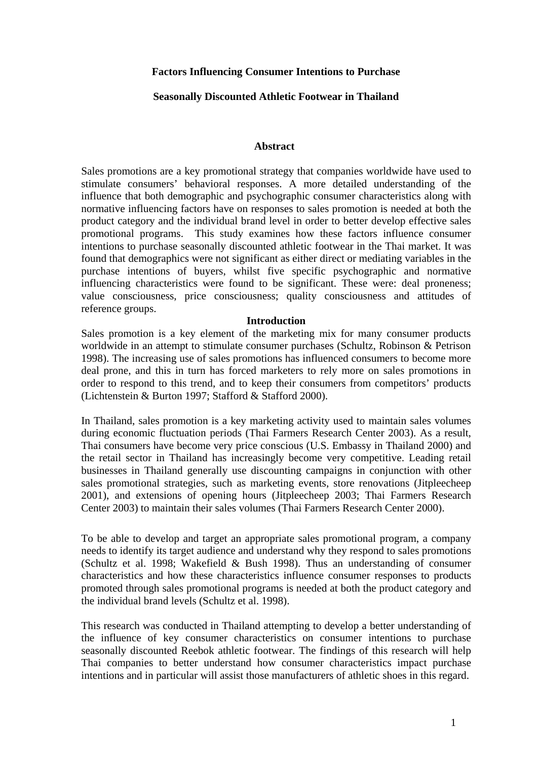**Factors Influencing Consumer Intentions to Purchase**

**Seasonally Discounted Athletic Footwear in Thailand**

## Abstract

Sales promotions are a key promotional strategy that companies worldwide have used to stimulate consumers' behavioral responses. A more detailed understanding of the influence that both demographic and psychographic consumer characteristics along with normative influencing factors have on responses to sales promotion is needed at both the product category and the individual brand level in order to better develop effective sales promotional programs. This study examines how these factors influence consumer intentions to purchase seasonally discounted athletic footwear in the Thai market. It was found that demographics were not significant as either direct or mediating variables in the purchase intentions of buyers, whilst five specific psychographic and normative influencing characteristics were found to be significant. These were: deal proneness; value consciousness, price consciousness; quality consciousness and attitudes of reference groups.

## Introduction

Sales promotion is a key element of the marketing mix for many consumer products worldwide in an attempt to stimulate consumer purchases (Schultz, Robinson & Petrison 1998). The increasing use of sales promotions has influenced consumers to become more deal prone, and this in turn has forced marketers to rely more on sales promotions in order to respond to this trend, and to keep their consumers from competitors' products (Lichtenstein & Burton 1997; Stafford & Stafford 2000).

In Thailand, sales promotion is a key marketing activity used to maintain sales volumes during economic fluctuation periods (Thai Farmers Research Center 2003). As a result, Thai consumers have become very price conscious (U.S. Embassy in Thailand 2000) and the retail sector in Thailand has increasingly become very competitive. Leading retail businesses in Thailand generally use discounting campaigns in conjunction with other sales promotional strategies, such as marketing events, store renovations (Jitpleecheep 2001), and extensions of opening hours (Jitpleecheep 2003; Thai Farmers Research Center 2003) to maintain their sales volumes (Thai Farmers Research Center 2000).

To be able to develop and target an appropriate sales promotional program, a company needs to identify its target audience and understand why they respond to sales promotions (Schultz et al. 1998; Wakefield & Bush 1998). Thus an understanding of consumer characteristics and how these characteristics influence consumer responses to products promoted through sales promotional programs is needed at both the product category and the individual brand levels (Schultz et al. 1998).

This research was conducted in Thailand attempting to develop a better understanding of the influence of key consumer characteristics on consumer intentions to purchase seasonally discounted Reebok athletic footwear. The findings of this research will help Thai companies to better understand how consumer characteristics impact purchase intentions and in particular will assist those manufacturers of athletic shoes in this regard.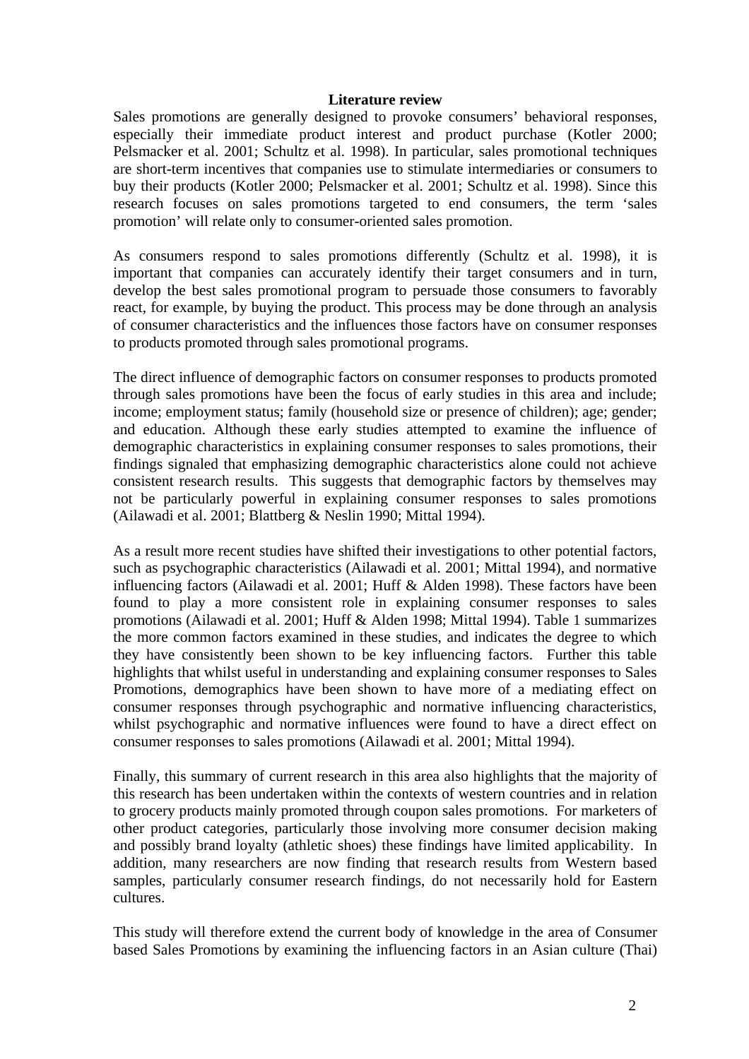## Literature review

Sales promotions are generally designed to provoke consumers' behavioral responses, especially their immediate product interest and product purchase (Kotler 2000; Pelsmacker et al. 2001; Schultz et al. 1998). In particular, sales promotional techniques are short-term incentives that companies use to stimulate intermediaries or consumers to buy their products (Kotler 2000; Pelsmacker et al. 2001; Schultz et al. 1998). Since this research focuses on sales promotions targeted to end consumers, the term 'sales promotion' will relate only to consumer-oriented sales promotion.

As consumers respond to sales promotions differently (Schultz et al. 1998), it is important that companies can accurately identify their target consumers and in turn, develop the best sales promotional program to persuade those consumers to favorably react, for example, by buying the product. This process may be done through an analysis of consumer characteristics and the influences those factors have on consumer responses to products promoted through sales promotional programs.

The direct influence of demographic factors on consumer responses to products promoted through sales promotions have been the focus of early studies in this area and include; income; employment status; family (household size or presence of children); age; gender; and education. Although these early studies attempted to examine the influence of demographic characteristics in explaining consumer responses to sales promotions, their findings signaled that emphasizing demographic characteristics alone could not achieve consistent research results. This suggests that demographic factors by themselves may not be particularly powerful in explaining consumer responses to sales promotions (Ailawadi et al. 2001; Blattberg & Neslin 1990; Mittal 1994).

As a result more recent studies have shifted their investigations to other potential factors, such as psychographic characteristics (Ailawadi et al. 2001; Mittal 1994), and normative influencing factors (Ailawadi et al. 2001; Huff & Alden 1998). These factors have been found to play a more consistent role in explaining consumer responses to sales promotions (Ailawadi et al. 2001; Huff & Alden 1998; Mittal 1994). Table 1 summarizes the more common factors examined in these studies, and indicates the degree to which they have consistently been shown to be key influencing factors. Further this table highlights that whilst useful in understanding and explaining consumer responses to Sales Promotions, demographics have been shown to have more of a mediating effect on consumer responses through psychographic and normative influencing characteristics, whilst psychographic and normative influences were found to have a direct effect on consumer responses to sales promotions (Ailawadi et al. 2001; Mittal 1994).

Finally, this summary of current research in this area also highlights that the majority of this research has been undertaken within the contexts of western countries and in relation to grocery products mainly promoted through coupon sales promotions. For marketers of other product categories, particularly those involving more consumer decision making and possibly brand loyalty (athletic shoes) these findings have limited applicability. In addition, many researchers are now finding that research results from Western based samples, particularly consumer research findings, do not necessarily hold for Eastern cultures.

This study will therefore extend the current body of knowledge in the area of Consumer based Sales Promotions by examining the influencing factors in an Asian culture (Thai)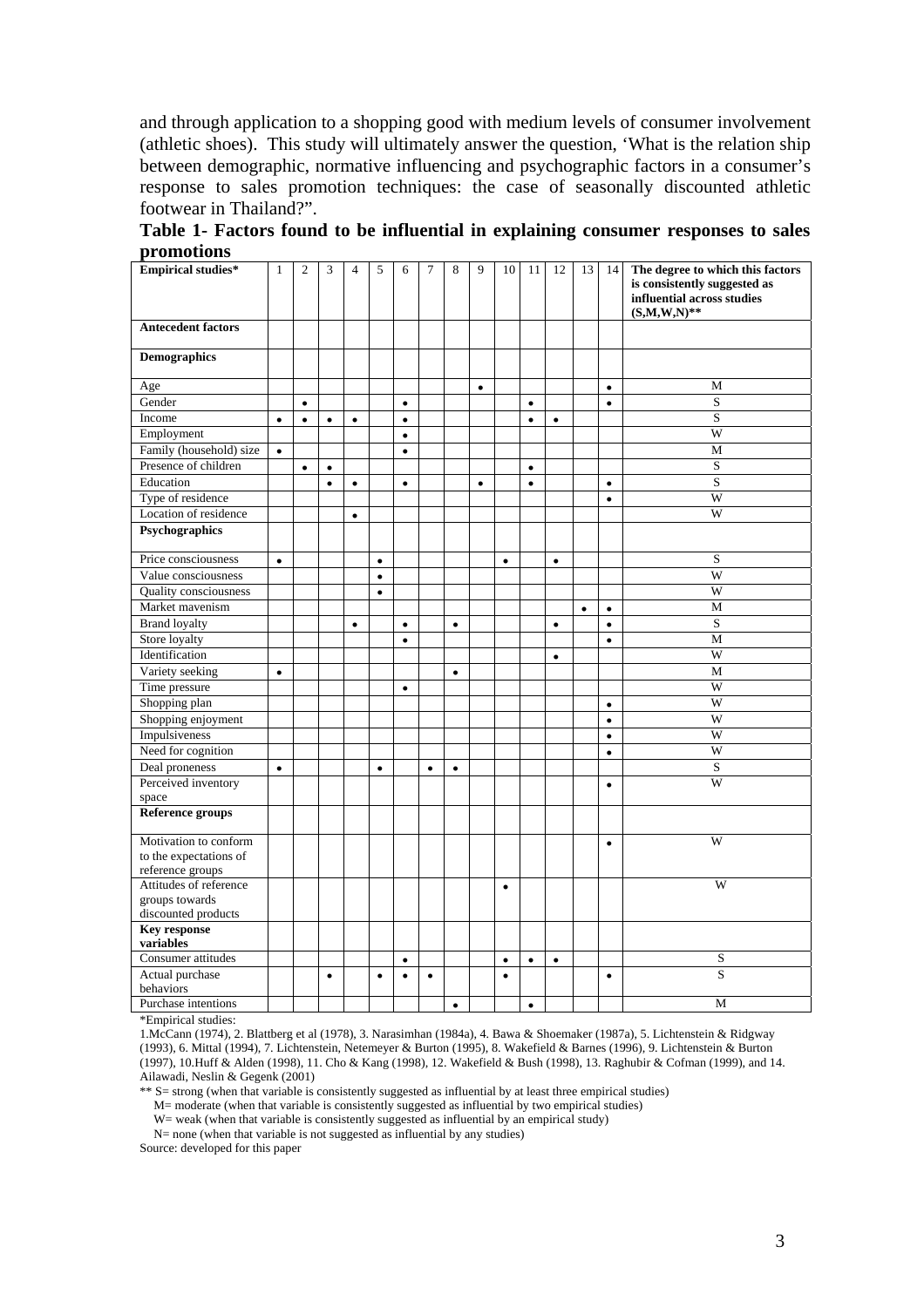and through application to a shopping good with medium levels of consumer involvement (athletic shoes). This study will ultimately answer the question, 'What is the relation ship between demographic, normative influencing and psychographic factors in a consumer's response to sales promotion techniques: the case of seasonally discounted athletic footwear in Thailand?".

**Table 1- Factors found to be influential in explaining consumer responses to sales promotions**

| Empirical studies* | 1 | 2 | 3 | 4 | 5 | 6 | 7 | 8 | 9 | 10 | 11 | 12 | 13 | 14 | The degree to which this factors is consistently suggested as influential across studies (S,M,W,N)** |
|---|---|---|---|---|---|---|---|---|---|---|---|---|---|---|---|
| **Antecedent factors** | | | | | | | | | | | | | | | |
| **Demographics** | | | | | | | | | | | | | | | |
| Age | | | | | | | | | • | | | | | • | M |
| Gender | | • | | | | • | | | | | • | | | • | S |
| Income | • | • | • | • | | • | | | | | • | • | | | S |
| Employment | | | | | | • | | | | | | | | | W |
| Family (household) size | • | | | | | • | | | | | | | | | M |
| Presence of children | | • | • | | | | | | | | • | | | | S |
| Education | | | • | • | | • | | | • | | • | | | • | S |
| Type of residence | | | | | | | | | | | | | | • | W |
| Location of residence | | | | • | | | | | | | | | | | W |
| **Psychographics** | | | | | | | | | | | | | | | |
| Price consciousness | • | | | | • | | | | | • | | • | | | S |
| Value consciousness | | | | | • | | | | | | | | | | W |
| Quality consciousness | | | | | • | | | | | | | | | | W |
| Market mavenism | | | | | | | | | | | | | • | • | M |
| Brand loyalty | | | | • | | • | | • | | | | • | | • | S |
| Store loyalty | | | | | | • | | | | | | | | • | M |
| Identification | | | | | | | | | | | | • | | | W |
| Variety seeking | • | | | | | | | • | | | | | | | M |
| Time pressure | | | | | | • | | | | | | | | | W |
| Shopping plan | | | | | | | | | | | | | | • | W |
| Shopping enjoyment | | | | | | | | | | | | | | • | W |
| Impulsiveness | | | | | | | | | | | | | | • | W |
| Need for cognition | | | | | | | | | | | | | | • | W |
| Deal proneness | • | | | | • | | • | • | | | | | | | S |
| Perceived inventory space | | | | | | | | | | | | | | • | W |
| **Reference groups** | | | | | | | | | | | | | | | |
| Motivation to conform to the expectations of reference groups | | | | | | | | | | | | | | • | W |
| Attitudes of reference groups towards discounted products | | | | | | | | | | • | | | | | W |
| **Key response variables** | | | | | | | | | | | | | | | |
| Consumer attitudes | | | | | | • | | | | • | • | • | | | S |
| Actual purchase behaviors | | | • | | • | • | • | | | • | | | | • | S |
| Purchase intentions | | | | | | | | • | | | • | | | | M |

*Empirical studies:
1.McCann (1974), 2. Blattberg et al (1978), 3. Narasimhan (1984a), 4. Bawa & Shoemaker (1987a), 5. Lichtenstein & Ridgway (1993), 6. Mittal (1994), 7. Lichtenstein, Netemeyer & Burton (1995), 8. Wakefield & Barnes (1996), 9. Lichtenstein & Burton (1997), 10.Huff & Alden (1998), 11. Cho & Kang (1998), 12. Wakefield & Bush (1998), 13. Raghubir & Cofman (1999), and 14. Ailawadi, Neslin & Gegenk (2001)

** S= strong (when that variable is consistently suggested as influential by at least three empirical studies)
M= moderate (when that variable is consistently suggested as influential by two empirical studies)
W= weak (when that variable is consistently suggested as influential by an empirical study)
N= none (when that variable is not suggested as influential by any studies)

Source: developed for this paper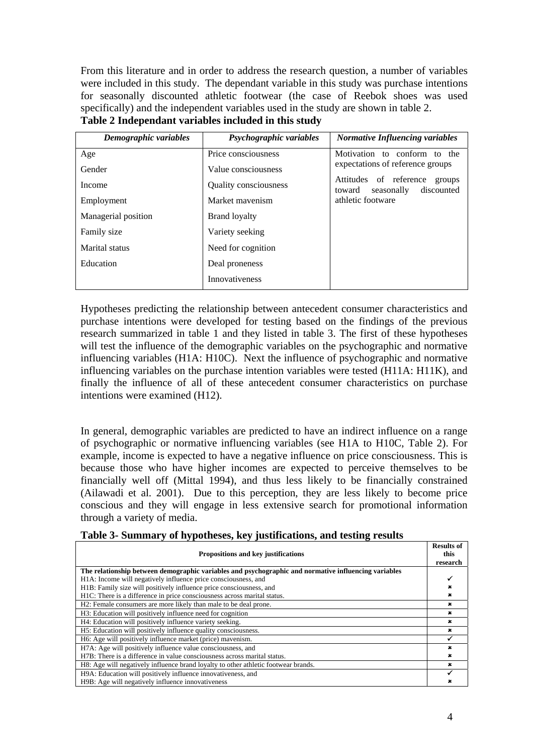From this literature and in order to address the research question, a number of variables were included in this study. The dependant variable in this study was purchase intentions for seasonally discounted athletic footwear (the case of Reebok shoes was used specifically) and the independent variables used in the study are shown in table 2.

**Table 2 Independant variables included in this study**

| *Demographic variables* | *Psychographic variables* | *Normative Influencing variables* |
|---|---|---|
| Age | Price consciousness | Motivation to conform to the expectations of reference groups |
| Gender | Value consciousness | Attitudes of reference groups toward seasonally discounted athletic footwear |
| Income | Quality consciousness | |
| Employment | Market mavenism | |
| Managerial position | Brand loyalty | |
| Family size | Variety seeking | |
| Marital status | Need for cognition | |
| Education | Deal proneness | |
| | Innovativeness | |

Hypotheses predicting the relationship between antecedent consumer characteristics and purchase intentions were developed for testing based on the findings of the previous research summarized in table 1 and they listed in table 3. The first of these hypotheses will test the influence of the demographic variables on the psychographic and normative influencing variables (H1A: H10C). Next the influence of psychographic and normative influencing variables on the purchase intention variables were tested (H11A: H11K), and finally the influence of all of these antecedent consumer characteristics on purchase intentions were examined (H12).

In general, demographic variables are predicted to have an indirect influence on a range of psychographic or normative influencing variables (see H1A to H10C, Table 2). For example, income is expected to have a negative influence on price consciousness. This is because those who have higher incomes are expected to perceive themselves to be financially well off (Mittal 1994), and thus less likely to be financially constrained (Ailawadi et al. 2001). Due to this perception, they are less likely to become price conscious and they will engage in less extensive search for promotional information through a variety of media.

**Table 3- Summary of hypotheses, key justifications, and testing results**

| **Propositions and key justifications** | **Results of this research** |
|---|---|
| **The relationship between demographic variables and psychographic and normative influencing variables** | |
| H1A: Income will negatively influence price consciousness, and | ✓ |
| H1B: Family size will positively influence price consciousness, and | ✗ |
| H1C: There is a difference in price consciousness across marital status. | ✗ |
| H2: Female consumers are more likely than male to be deal prone. | ✗ |
| H3: Education will positively influence need for cognition | ✗ |
| H4: Education will positively influence variety seeking. | ✗ |
| H5: Education will positively influence quality consciousness. | ✗ |
| H6: Age will positively influence market (price) mavenism. | ✓ |
| H7A: Age will positively influence value consciousness, and | ✗ |
| H7B: There is a difference in value consciousness across marital status. | ✗ |
| H8: Age will negatively influence brand loyalty to other athletic footwear brands. | ✗ |
| H9A: Education will positively influence innovativeness, and | ✓ |
| H9B: Age will negatively influence innovativeness | ✗ |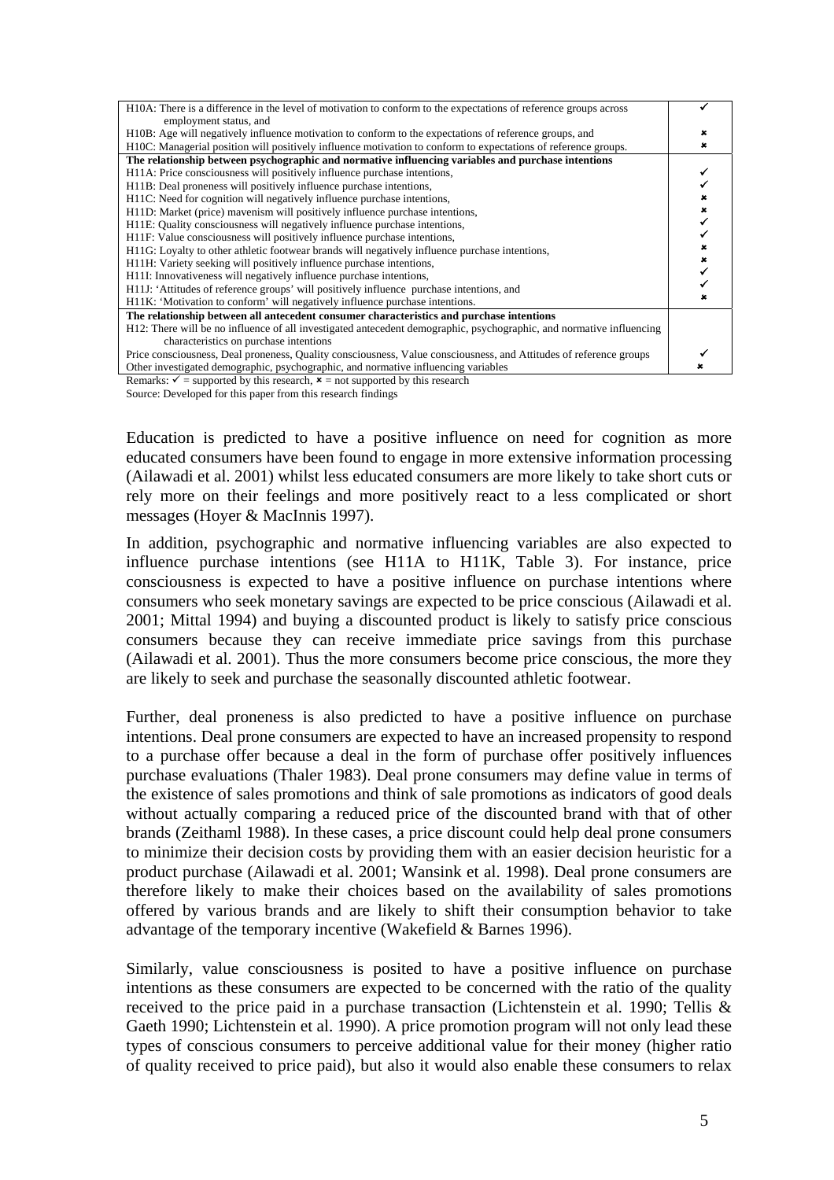| | |
|---|---|
| H10A: There is a difference in the level of motivation to conform to the expectations of reference groups across employment status, and | ✓ |
| H10B: Age will negatively influence motivation to conform to the expectations of reference groups, and | ✗ |
| H10C: Managerial position will positively influence motivation to conform to expectations of reference groups. | ✗ |
| **The relationship between psychographic and normative influencing variables and purchase intentions** | |
| H11A: Price consciousness will positively influence purchase intentions, | ✓ |
| H11B: Deal proneness will positively influence purchase intentions, | ✓ |
| H11C: Need for cognition will negatively influence purchase intentions, | ✗ |
| H11D: Market (price) mavenism will positively influence purchase intentions, | ✗ |
| H11E: Quality consciousness will negatively influence purchase intentions, | ✓ |
| H11F: Value consciousness will positively influence purchase intentions, | ✓ |
| H11G: Loyalty to other athletic footwear brands will negatively influence purchase intentions, | ✗ |
| H11H: Variety seeking will positively influence purchase intentions, | ✗ |
| H11I: Innovativeness will negatively influence purchase intentions, | ✓ |
| H11J: 'Attitudes of reference groups' will positively influence purchase intentions, and | ✓ |
| H11K: 'Motivation to conform' will negatively influence purchase intentions. | ✗ |
| **The relationship between all antecedent consumer characteristics and purchase intentions** | |
| H12: There will be no influence of all investigated antecedent demographic, psychographic, and normative influencing characteristics on purchase intentions | |
| Price consciousness, Deal proneness, Quality consciousness, Value consciousness, and Attitudes of reference groups | ✓ |
| Other investigated demographic, psychographic, and normative influencing variables | ✗ |

Remarks: ✓ = supported by this research, ✗ = not supported by this research

Source: Developed for this paper from this research findings

Education is predicted to have a positive influence on need for cognition as more educated consumers have been found to engage in more extensive information processing (Ailawadi et al. 2001) whilst less educated consumers are more likely to take short cuts or rely more on their feelings and more positively react to a less complicated or short messages (Hoyer & MacInnis 1997).

In addition, psychographic and normative influencing variables are also expected to influence purchase intentions (see H11A to H11K, Table 3). For instance, price consciousness is expected to have a positive influence on purchase intentions where consumers who seek monetary savings are expected to be price conscious (Ailawadi et al. 2001; Mittal 1994) and buying a discounted product is likely to satisfy price conscious consumers because they can receive immediate price savings from this purchase (Ailawadi et al. 2001). Thus the more consumers become price conscious, the more they are likely to seek and purchase the seasonally discounted athletic footwear.

Further, deal proneness is also predicted to have a positive influence on purchase intentions. Deal prone consumers are expected to have an increased propensity to respond to a purchase offer because a deal in the form of purchase offer positively influences purchase evaluations (Thaler 1983). Deal prone consumers may define value in terms of the existence of sales promotions and think of sale promotions as indicators of good deals without actually comparing a reduced price of the discounted brand with that of other brands (Zeithaml 1988). In these cases, a price discount could help deal prone consumers to minimize their decision costs by providing them with an easier decision heuristic for a product purchase (Ailawadi et al. 2001; Wansink et al. 1998). Deal prone consumers are therefore likely to make their choices based on the availability of sales promotions offered by various brands and are likely to shift their consumption behavior to take advantage of the temporary incentive (Wakefield & Barnes 1996).

Similarly, value consciousness is posited to have a positive influence on purchase intentions as these consumers are expected to be concerned with the ratio of the quality received to the price paid in a purchase transaction (Lichtenstein et al. 1990; Tellis & Gaeth 1990; Lichtenstein et al. 1990). A price promotion program will not only lead these types of conscious consumers to perceive additional value for their money (higher ratio of quality received to price paid), but also it would also enable these consumers to relax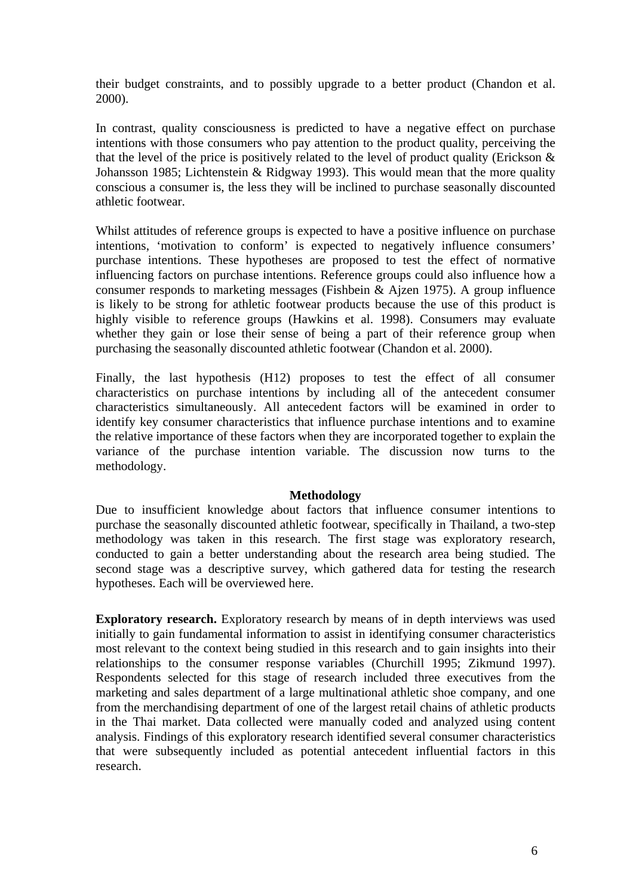their budget constraints, and to possibly upgrade to a better product (Chandon et al. 2000).

In contrast, quality consciousness is predicted to have a negative effect on purchase intentions with those consumers who pay attention to the product quality, perceiving the that the level of the price is positively related to the level of product quality (Erickson & Johansson 1985; Lichtenstein & Ridgway 1993). This would mean that the more quality conscious a consumer is, the less they will be inclined to purchase seasonally discounted athletic footwear.

Whilst attitudes of reference groups is expected to have a positive influence on purchase intentions, 'motivation to conform' is expected to negatively influence consumers' purchase intentions. These hypotheses are proposed to test the effect of normative influencing factors on purchase intentions. Reference groups could also influence how a consumer responds to marketing messages (Fishbein & Ajzen 1975). A group influence is likely to be strong for athletic footwear products because the use of this product is highly visible to reference groups (Hawkins et al. 1998). Consumers may evaluate whether they gain or lose their sense of being a part of their reference group when purchasing the seasonally discounted athletic footwear (Chandon et al. 2000).

Finally, the last hypothesis (H12) proposes to test the effect of all consumer characteristics on purchase intentions by including all of the antecedent consumer characteristics simultaneously. All antecedent factors will be examined in order to identify key consumer characteristics that influence purchase intentions and to examine the relative importance of these factors when they are incorporated together to explain the variance of the purchase intention variable. The discussion now turns to the methodology.

## Methodology

Due to insufficient knowledge about factors that influence consumer intentions to purchase the seasonally discounted athletic footwear, specifically in Thailand, a two-step methodology was taken in this research. The first stage was exploratory research, conducted to gain a better understanding about the research area being studied. The second stage was a descriptive survey, which gathered data for testing the research hypotheses. Each will be overviewed here.

**Exploratory research.** Exploratory research by means of in depth interviews was used initially to gain fundamental information to assist in identifying consumer characteristics most relevant to the context being studied in this research and to gain insights into their relationships to the consumer response variables (Churchill 1995; Zikmund 1997). Respondents selected for this stage of research included three executives from the marketing and sales department of a large multinational athletic shoe company, and one from the merchandising department of one of the largest retail chains of athletic products in the Thai market. Data collected were manually coded and analyzed using content analysis. Findings of this exploratory research identified several consumer characteristics that were subsequently included as potential antecedent influential factors in this research.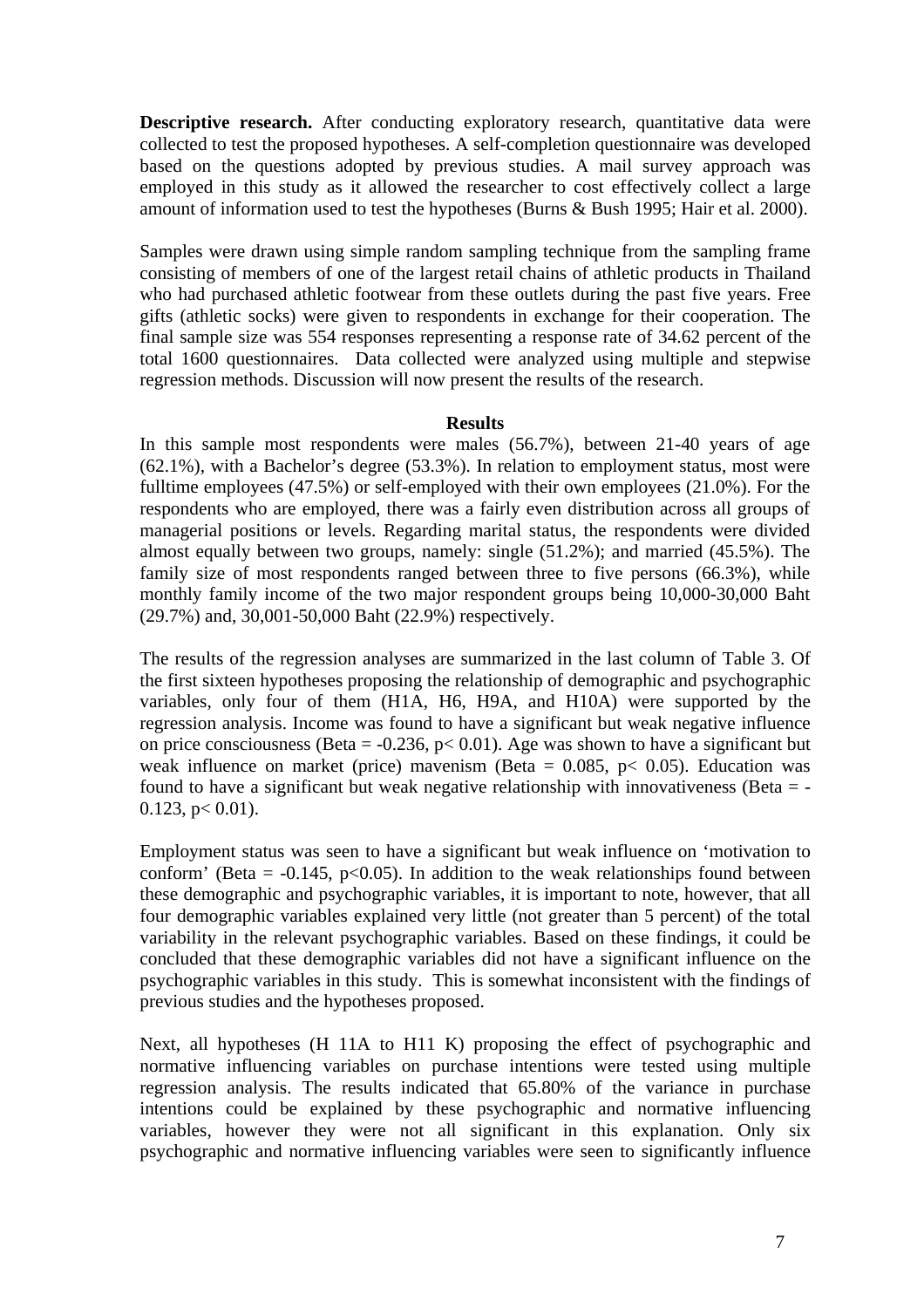**Descriptive research.** After conducting exploratory research, quantitative data were collected to test the proposed hypotheses. A self-completion questionnaire was developed based on the questions adopted by previous studies. A mail survey approach was employed in this study as it allowed the researcher to cost effectively collect a large amount of information used to test the hypotheses (Burns & Bush 1995; Hair et al. 2000).

Samples were drawn using simple random sampling technique from the sampling frame consisting of members of one of the largest retail chains of athletic products in Thailand who had purchased athletic footwear from these outlets during the past five years. Free gifts (athletic socks) were given to respondents in exchange for their cooperation. The final sample size was 554 responses representing a response rate of 34.62 percent of the total 1600 questionnaires. Data collected were analyzed using multiple and stepwise regression methods. Discussion will now present the results of the research.

**Results**

In this sample most respondents were males (56.7%), between 21-40 years of age (62.1%), with a Bachelor's degree (53.3%). In relation to employment status, most were fulltime employees (47.5%) or self-employed with their own employees (21.0%). For the respondents who are employed, there was a fairly even distribution across all groups of managerial positions or levels. Regarding marital status, the respondents were divided almost equally between two groups, namely: single (51.2%); and married (45.5%). The family size of most respondents ranged between three to five persons (66.3%), while monthly family income of the two major respondent groups being 10,000-30,000 Baht (29.7%) and, 30,001-50,000 Baht (22.9%) respectively.

The results of the regression analyses are summarized in the last column of Table 3. Of the first sixteen hypotheses proposing the relationship of demographic and psychographic variables, only four of them (H1A, H6, H9A, and H10A) were supported by the regression analysis. Income was found to have a significant but weak negative influence on price consciousness (Beta = -0.236, $p < 0.01$). Age was shown to have a significant but weak influence on market (price) mavenism (Beta = 0.085, $p < 0.05$). Education was found to have a significant but weak negative relationship with innovativeness (Beta = -0.123, $p < 0.01$).

Employment status was seen to have a significant but weak influence on 'motivation to conform' (Beta = -0.145, $p < 0.05$). In addition to the weak relationships found between these demographic and psychographic variables, it is important to note, however, that all four demographic variables explained very little (not greater than 5 percent) of the total variability in the relevant psychographic variables. Based on these findings, it could be concluded that these demographic variables did not have a significant influence on the psychographic variables in this study. This is somewhat inconsistent with the findings of previous studies and the hypotheses proposed.

Next, all hypotheses (H 11A to H11 K) proposing the effect of psychographic and normative influencing variables on purchase intentions were tested using multiple regression analysis. The results indicated that 65.80% of the variance in purchase intentions could be explained by these psychographic and normative influencing variables, however they were not all significant in this explanation. Only six psychographic and normative influencing variables were seen to significantly influence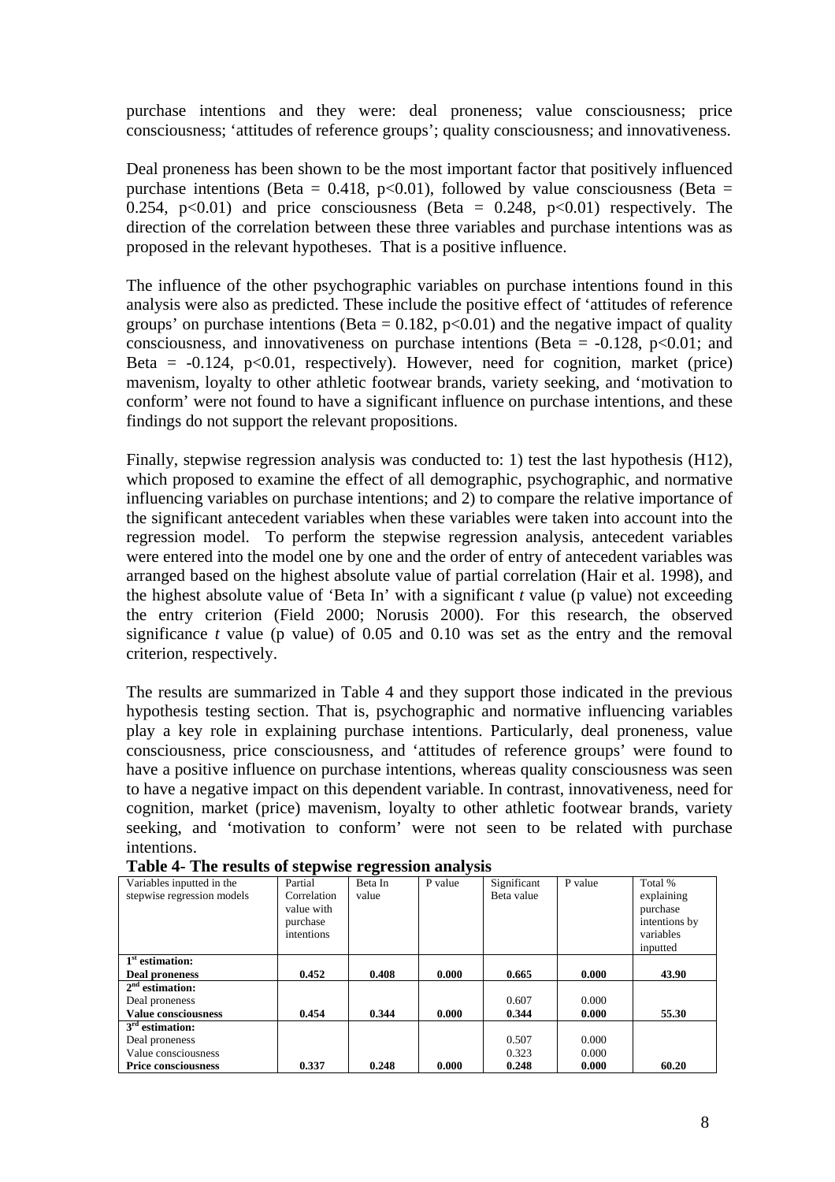purchase intentions and they were: deal proneness; value consciousness; price consciousness; 'attitudes of reference groups'; quality consciousness; and innovativeness.

Deal proneness has been shown to be the most important factor that positively influenced purchase intentions (Beta = 0.418, $p<0.01$), followed by value consciousness (Beta = 0.254, $p<0.01$) and price consciousness (Beta = 0.248, $p<0.01$) respectively. The direction of the correlation between these three variables and purchase intentions was as proposed in the relevant hypotheses. That is a positive influence.

The influence of the other psychographic variables on purchase intentions found in this analysis were also as predicted. These include the positive effect of 'attitudes of reference groups' on purchase intentions (Beta = 0.182, $p<0.01$) and the negative impact of quality consciousness, and innovativeness on purchase intentions (Beta = -0.128, $p<0.01$; and Beta = -0.124, $p<0.01$, respectively). However, need for cognition, market (price) mavenism, loyalty to other athletic footwear brands, variety seeking, and 'motivation to conform' were not found to have a significant influence on purchase intentions, and these findings do not support the relevant propositions.

Finally, stepwise regression analysis was conducted to: 1) test the last hypothesis (H12), which proposed to examine the effect of all demographic, psychographic, and normative influencing variables on purchase intentions; and 2) to compare the relative importance of the significant antecedent variables when these variables were taken into account into the regression model. To perform the stepwise regression analysis, antecedent variables were entered into the model one by one and the order of entry of antecedent variables was arranged based on the highest absolute value of partial correlation (Hair et al. 1998), and the highest absolute value of 'Beta In' with a significant *t* value (p value) not exceeding the entry criterion (Field 2000; Norusis 2000). For this research, the observed significance *t* value (p value) of 0.05 and 0.10 was set as the entry and the removal criterion, respectively.

The results are summarized in Table 4 and they support those indicated in the previous hypothesis testing section. That is, psychographic and normative influencing variables play a key role in explaining purchase intentions. Particularly, deal proneness, value consciousness, price consciousness, and 'attitudes of reference groups' were found to have a positive influence on purchase intentions, whereas quality consciousness was seen to have a negative impact on this dependent variable. In contrast, innovativeness, need for cognition, market (price) mavenism, loyalty to other athletic footwear brands, variety seeking, and 'motivation to conform' were not seen to be related with purchase intentions.

**Table 4- The results of stepwise regression analysis**

| Variables inputted in the stepwise regression models | Partial Correlation value with purchase intentions | Beta In value | P value | Significant Beta value | P value | Total % explaining purchase intentions by variables inputted |
|---|---|---|---|---|---|---|
| **1st estimation:** | | | | | | |
| **Deal proneness** | **0.452** | **0.408** | **0.000** | **0.665** | **0.000** | **43.90** |
| **2nd estimation:** | | | | | | |
| Deal proneness | | | | 0.607 | 0.000 | |
| **Value consciousness** | **0.454** | **0.344** | **0.000** | **0.344** | **0.000** | **55.30** |
| **3rd estimation:** | | | | | | |
| Deal proneness | | | | 0.507 | 0.000 | |
| Value consciousness | | | | 0.323 | 0.000 | |
| **Price consciousness** | **0.337** | **0.248** | **0.000** | **0.248** | **0.000** | **60.20** |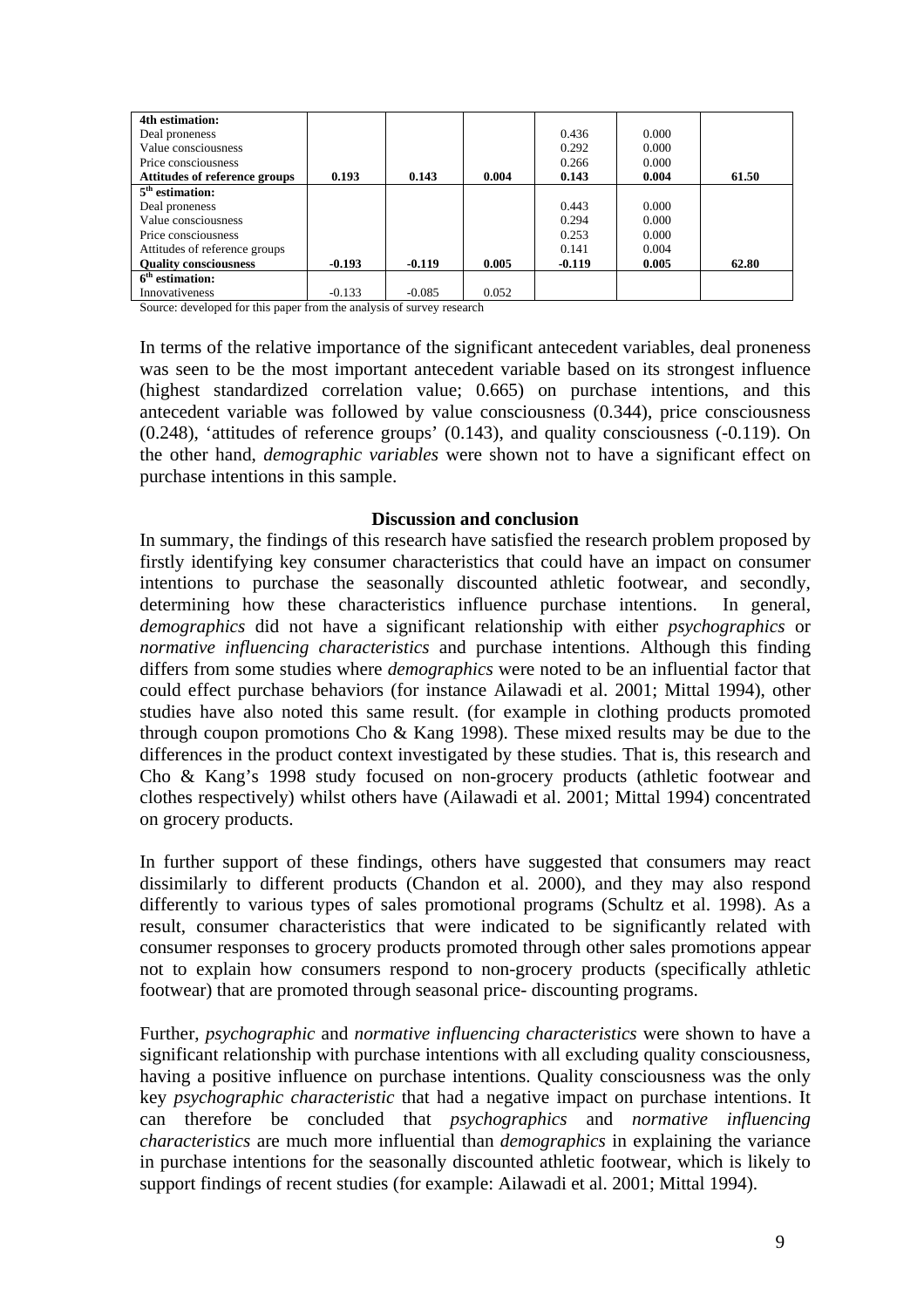| | | | | | | |
|---|---|---|---|---|---|---|
| **4th estimation:** | | | | | | |
| Deal proneness | | | | 0.436 | 0.000 | |
| Value consciousness | | | | 0.292 | 0.000 | |
| Price consciousness | | | | 0.266 | 0.000 | |
| **Attitudes of reference groups** | **0.193** | **0.143** | **0.004** | **0.143** | **0.004** | **61.50** |
| **5th estimation:** | | | | | | |
| Deal proneness | | | | 0.443 | 0.000 | |
| Value consciousness | | | | 0.294 | 0.000 | |
| Price consciousness | | | | 0.253 | 0.000 | |
| Attitudes of reference groups | | | | 0.141 | 0.004 | |
| **Quality consciousness** | **-0.193** | **-0.119** | **0.005** | **-0.119** | **0.005** | **62.80** |
| **6th estimation:** | | | | | | |
| Innovativeness | -0.133 | -0.085 | 0.052 | | | |

Source: developed for this paper from the analysis of survey research

In terms of the relative importance of the significant antecedent variables, deal proneness was seen to be the most important antecedent variable based on its strongest influence (highest standardized correlation value; 0.665) on purchase intentions, and this antecedent variable was followed by value consciousness (0.344), price consciousness (0.248), 'attitudes of reference groups' (0.143), and quality consciousness (-0.119). On the other hand, *demographic variables* were shown not to have a significant effect on purchase intentions in this sample.

## Discussion and conclusion

In summary, the findings of this research have satisfied the research problem proposed by firstly identifying key consumer characteristics that could have an impact on consumer intentions to purchase the seasonally discounted athletic footwear, and secondly, determining how these characteristics influence purchase intentions. In general, *demographics* did not have a significant relationship with either *psychographics* or *normative influencing characteristics* and purchase intentions. Although this finding differs from some studies where *demographics* were noted to be an influential factor that could effect purchase behaviors (for instance Ailawadi et al. 2001; Mittal 1994), other studies have also noted this same result. (for example in clothing products promoted through coupon promotions Cho & Kang 1998). These mixed results may be due to the differences in the product context investigated by these studies. That is, this research and Cho & Kang's 1998 study focused on non-grocery products (athletic footwear and clothes respectively) whilst others have (Ailawadi et al. 2001; Mittal 1994) concentrated on grocery products.

In further support of these findings, others have suggested that consumers may react dissimilarly to different products (Chandon et al. 2000), and they may also respond differently to various types of sales promotional programs (Schultz et al. 1998). As a result, consumer characteristics that were indicated to be significantly related with consumer responses to grocery products promoted through other sales promotions appear not to explain how consumers respond to non-grocery products (specifically athletic footwear) that are promoted through seasonal price- discounting programs.

Further, *psychographic* and *normative influencing characteristics* were shown to have a significant relationship with purchase intentions with all excluding quality consciousness, having a positive influence on purchase intentions. Quality consciousness was the only key *psychographic characteristic* that had a negative impact on purchase intentions. It can therefore be concluded that *psychographics* and *normative influencing characteristics* are much more influential than *demographics* in explaining the variance in purchase intentions for the seasonally discounted athletic footwear, which is likely to support findings of recent studies (for example: Ailawadi et al. 2001; Mittal 1994).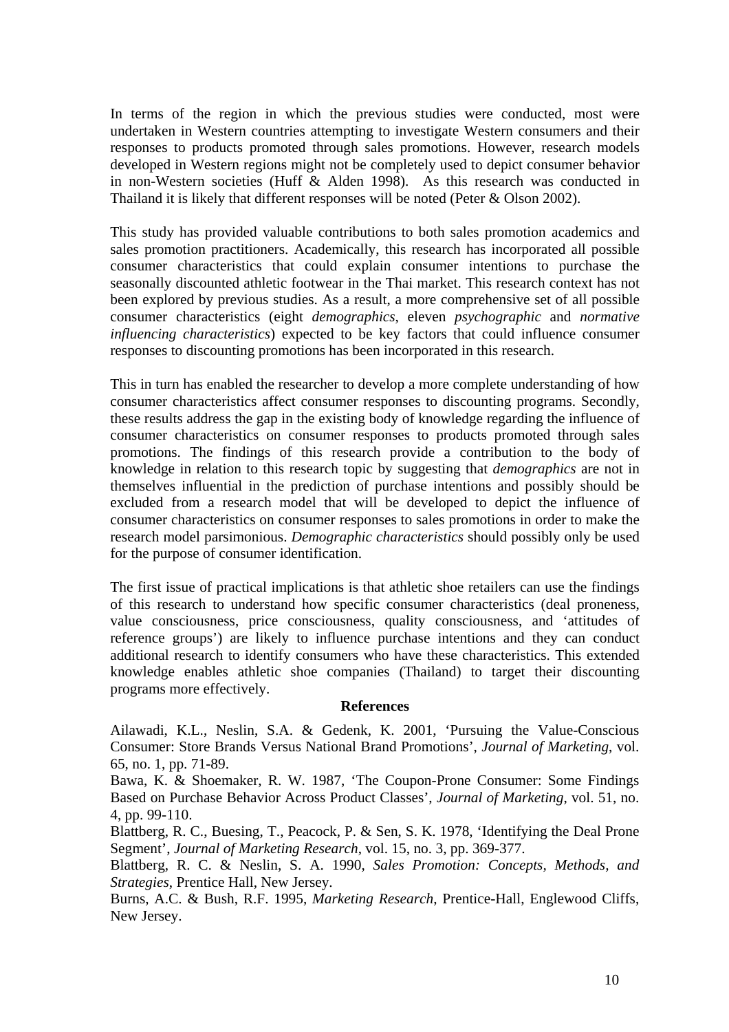In terms of the region in which the previous studies were conducted, most were undertaken in Western countries attempting to investigate Western consumers and their responses to products promoted through sales promotions. However, research models developed in Western regions might not be completely used to depict consumer behavior in non-Western societies (Huff & Alden 1998). As this research was conducted in Thailand it is likely that different responses will be noted (Peter & Olson 2002).

This study has provided valuable contributions to both sales promotion academics and sales promotion practitioners. Academically, this research has incorporated all possible consumer characteristics that could explain consumer intentions to purchase the seasonally discounted athletic footwear in the Thai market. This research context has not been explored by previous studies. As a result, a more comprehensive set of all possible consumer characteristics (eight *demographics*, eleven *psychographic* and *normative influencing characteristics*) expected to be key factors that could influence consumer responses to discounting promotions has been incorporated in this research.

This in turn has enabled the researcher to develop a more complete understanding of how consumer characteristics affect consumer responses to discounting programs. Secondly, these results address the gap in the existing body of knowledge regarding the influence of consumer characteristics on consumer responses to products promoted through sales promotions. The findings of this research provide a contribution to the body of knowledge in relation to this research topic by suggesting that *demographics* are not in themselves influential in the prediction of purchase intentions and possibly should be excluded from a research model that will be developed to depict the influence of consumer characteristics on consumer responses to sales promotions in order to make the research model parsimonious. *Demographic characteristics* should possibly only be used for the purpose of consumer identification.

The first issue of practical implications is that athletic shoe retailers can use the findings of this research to understand how specific consumer characteristics (deal proneness, value consciousness, price consciousness, quality consciousness, and 'attitudes of reference groups') are likely to influence purchase intentions and they can conduct additional research to identify consumers who have these characteristics. This extended knowledge enables athletic shoe companies (Thailand) to target their discounting programs more effectively.

## References

Ailawadi, K.L., Neslin, S.A. & Gedenk, K. 2001, 'Pursuing the Value-Conscious Consumer: Store Brands Versus National Brand Promotions', *Journal of Marketing*, vol. 65, no. 1, pp. 71-89.

Bawa, K. & Shoemaker, R. W. 1987, 'The Coupon-Prone Consumer: Some Findings Based on Purchase Behavior Across Product Classes', *Journal of Marketing*, vol. 51, no. 4, pp. 99-110.

Blattberg, R. C., Buesing, T., Peacock, P. & Sen, S. K. 1978, 'Identifying the Deal Prone Segment', *Journal of Marketing Research*, vol. 15, no. 3, pp. 369-377.

Blattberg, R. C. & Neslin, S. A. 1990, *Sales Promotion: Concepts, Methods, and Strategies*, Prentice Hall, New Jersey.

Burns, A.C. & Bush, R.F. 1995, *Marketing Research*, Prentice-Hall, Englewood Cliffs, New Jersey.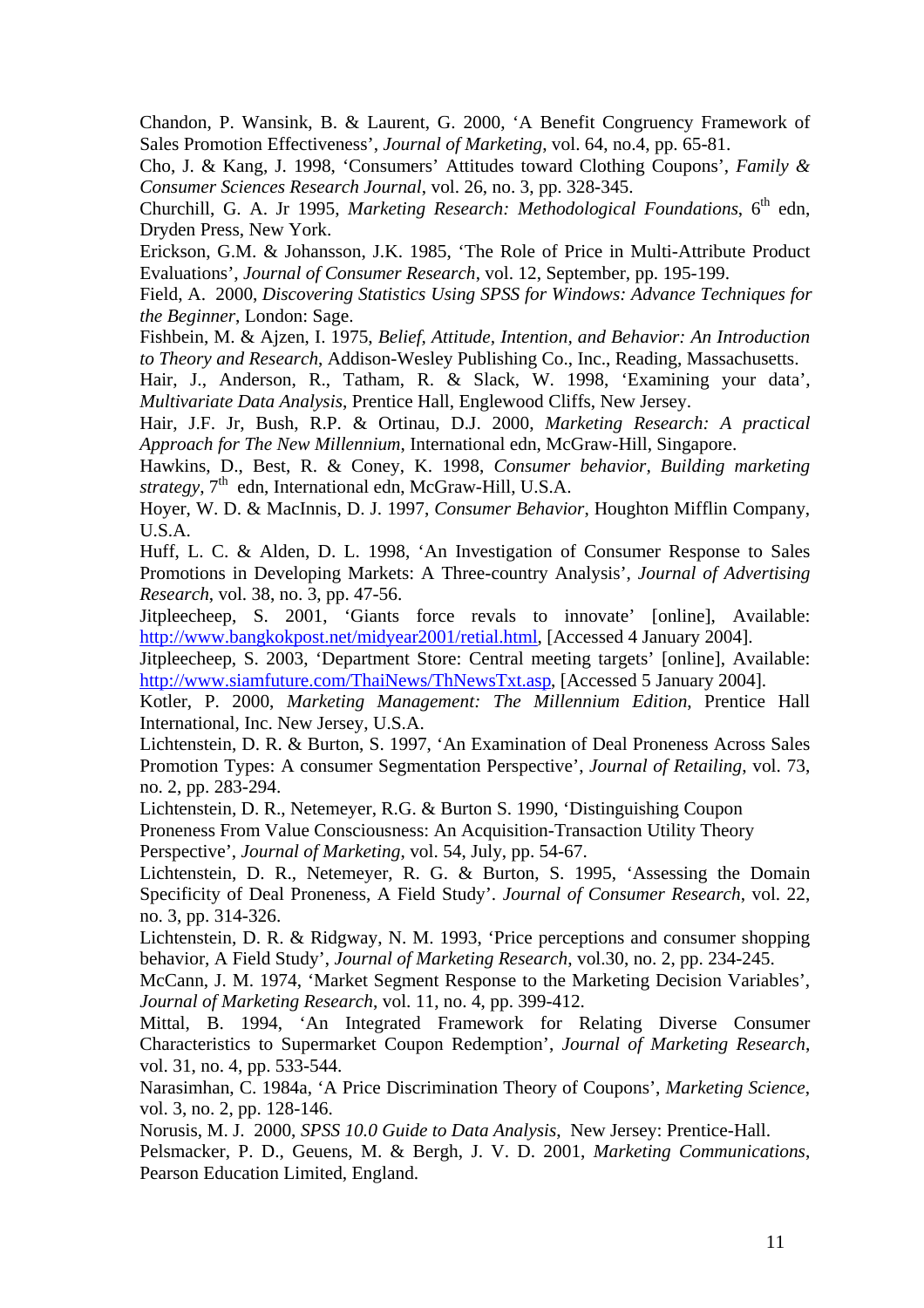Chandon, P. Wansink, B. & Laurent, G. 2000, 'A Benefit Congruency Framework of Sales Promotion Effectiveness', *Journal of Marketing*, vol. 64, no.4, pp. 65-81.

Cho, J. & Kang, J. 1998, 'Consumers' Attitudes toward Clothing Coupons', *Family & Consumer Sciences Research Journal*, vol. 26, no. 3, pp. 328-345.

Churchill, G. A. Jr 1995, *Marketing Research: Methodological Foundations*, 6th edn, Dryden Press, New York.

Erickson, G.M. & Johansson, J.K. 1985, 'The Role of Price in Multi-Attribute Product Evaluations', *Journal of Consumer Research*, vol. 12, September, pp. 195-199.

Field, A. 2000, *Discovering Statistics Using SPSS for Windows: Advance Techniques for the Beginner*, London: Sage.

Fishbein, M. & Ajzen, I. 1975, *Belief, Attitude, Intention, and Behavior: An Introduction to Theory and Research*, Addison-Wesley Publishing Co., Inc., Reading, Massachusetts.

Hair, J., Anderson, R., Tatham, R. & Slack, W. 1998, 'Examining your data', *Multivariate Data Analysis*, Prentice Hall, Englewood Cliffs, New Jersey.

Hair, J.F. Jr, Bush, R.P. & Ortinau, D.J. 2000, *Marketing Research: A practical Approach for The New Millennium*, International edn, McGraw-Hill, Singapore.

Hawkins, D., Best, R. & Coney, K. 1998, *Consumer behavior, Building marketing strategy*, 7th edn, International edn, McGraw-Hill, U.S.A.

Hoyer, W. D. & MacInnis, D. J. 1997, *Consumer Behavior*, Houghton Mifflin Company, U.S.A.

Huff, L. C. & Alden, D. L. 1998, 'An Investigation of Consumer Response to Sales Promotions in Developing Markets: A Three-country Analysis', *Journal of Advertising Research*, vol. 38, no. 3, pp. 47-56.

Jitpleecheep, S. 2001, 'Giants force revals to innovate' [online], Available: http://www.bangkokpost.net/midyear2001/retial.html, [Accessed 4 January 2004].

Jitpleecheep, S. 2003, 'Department Store: Central meeting targets' [online], Available: http://www.siamfuture.com/ThaiNews/ThNewsTxt.asp, [Accessed 5 January 2004].

Kotler, P. 2000, *Marketing Management: The Millennium Edition*, Prentice Hall International, Inc. New Jersey, U.S.A.

Lichtenstein, D. R. & Burton, S. 1997, 'An Examination of Deal Proneness Across Sales Promotion Types: A consumer Segmentation Perspective', *Journal of Retailing*, vol. 73, no. 2, pp. 283-294.

Lichtenstein, D. R., Netemeyer, R.G. & Burton S. 1990, 'Distinguishing Coupon Proneness From Value Consciousness: An Acquisition-Transaction Utility Theory Perspective', *Journal of Marketing*, vol. 54, July, pp. 54-67.

Lichtenstein, D. R., Netemeyer, R. G. & Burton, S. 1995, 'Assessing the Domain Specificity of Deal Proneness, A Field Study'. *Journal of Consumer Research*, vol. 22, no. 3, pp. 314-326.

Lichtenstein, D. R. & Ridgway, N. M. 1993, 'Price perceptions and consumer shopping behavior, A Field Study', *Journal of Marketing Research*, vol.30, no. 2, pp. 234-245.

McCann, J. M. 1974, 'Market Segment Response to the Marketing Decision Variables', *Journal of Marketing Research*, vol. 11, no. 4, pp. 399-412.

Mittal, B. 1994, 'An Integrated Framework for Relating Diverse Consumer Characteristics to Supermarket Coupon Redemption', *Journal of Marketing Research*, vol. 31, no. 4, pp. 533-544.

Narasimhan, C. 1984a, 'A Price Discrimination Theory of Coupons', *Marketing Science*, vol. 3, no. 2, pp. 128-146.

Norusis, M. J. 2000, *SPSS 10.0 Guide to Data Analysis*, New Jersey: Prentice-Hall.

Pelsmacker, P. D., Geuens, M. & Bergh, J. V. D. 2001, *Marketing Communications*, Pearson Education Limited, England.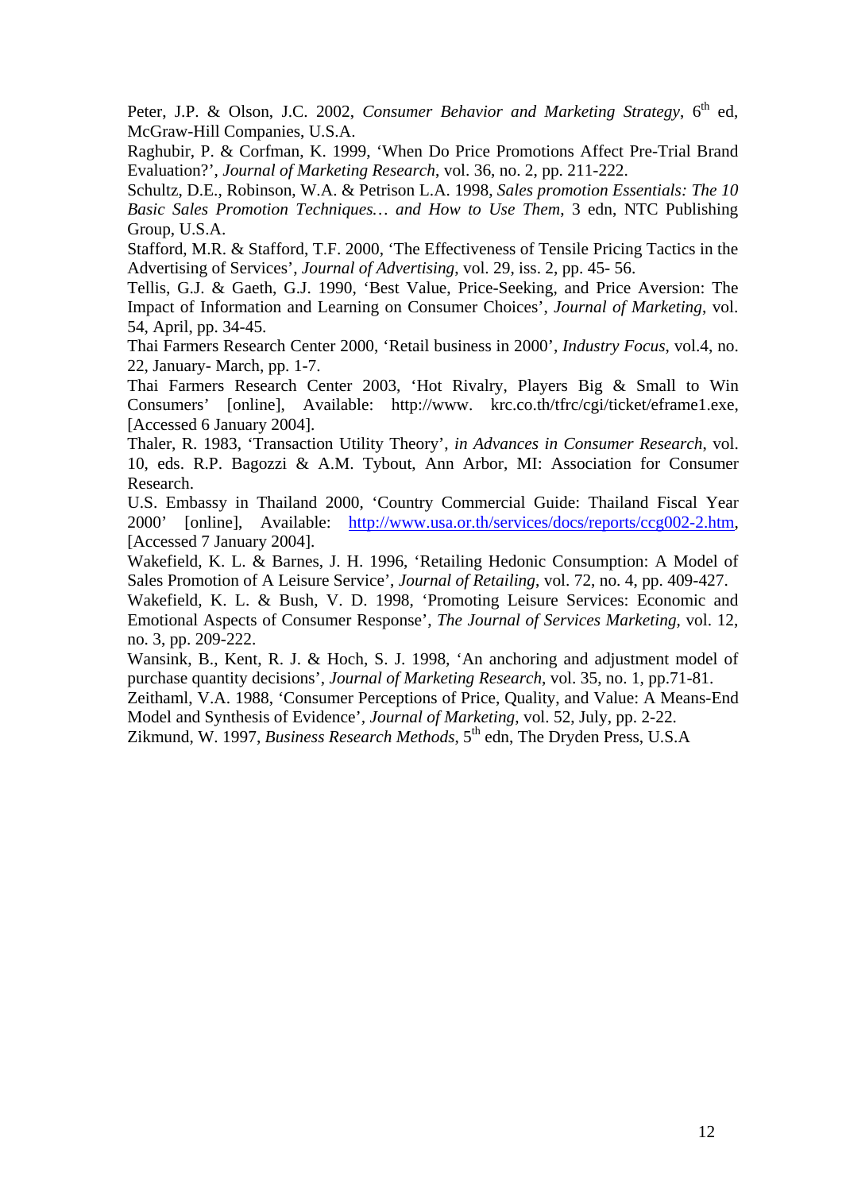Peter, J.P. & Olson, J.C. 2002, *Consumer Behavior and Marketing Strategy*, 6th ed, McGraw-Hill Companies, U.S.A.

Raghubir, P. & Corfman, K. 1999, 'When Do Price Promotions Affect Pre-Trial Brand Evaluation?', *Journal of Marketing Research*, vol. 36, no. 2, pp. 211-222.

Schultz, D.E., Robinson, W.A. & Petrison L.A. 1998, *Sales promotion Essentials: The 10 Basic Sales Promotion Techniques… and How to Use Them*, 3 edn, NTC Publishing Group, U.S.A.

Stafford, M.R. & Stafford, T.F. 2000, 'The Effectiveness of Tensile Pricing Tactics in the Advertising of Services', *Journal of Advertising*, vol. 29, iss. 2, pp. 45- 56.

Tellis, G.J. & Gaeth, G.J. 1990, 'Best Value, Price-Seeking, and Price Aversion: The Impact of Information and Learning on Consumer Choices', *Journal of Marketing*, vol. 54, April, pp. 34-45.

Thai Farmers Research Center 2000, 'Retail business in 2000', *Industry Focus*, vol.4, no. 22, January- March, pp. 1-7.

Thai Farmers Research Center 2003, 'Hot Rivalry, Players Big & Small to Win Consumers' [online], Available: http://www. krc.co.th/tfrc/cgi/ticket/eframe1.exe, [Accessed 6 January 2004].

Thaler, R. 1983, 'Transaction Utility Theory', *in Advances in Consumer Research*, vol. 10, eds. R.P. Bagozzi & A.M. Tybout, Ann Arbor, MI: Association for Consumer Research.

U.S. Embassy in Thailand 2000, 'Country Commercial Guide: Thailand Fiscal Year 2000' [online], Available: http://www.usa.or.th/services/docs/reports/ccg002-2.htm, [Accessed 7 January 2004].

Wakefield, K. L. & Barnes, J. H. 1996, 'Retailing Hedonic Consumption: A Model of Sales Promotion of A Leisure Service', *Journal of Retailing*, vol. 72, no. 4, pp. 409-427.

Wakefield, K. L. & Bush, V. D. 1998, 'Promoting Leisure Services: Economic and Emotional Aspects of Consumer Response', *The Journal of Services Marketing*, vol. 12, no. 3, pp. 209-222.

Wansink, B., Kent, R. J. & Hoch, S. J. 1998, 'An anchoring and adjustment model of purchase quantity decisions', *Journal of Marketing Research*, vol. 35, no. 1, pp.71-81.

Zeithaml, V.A. 1988, 'Consumer Perceptions of Price, Quality, and Value: A Means-End Model and Synthesis of Evidence', *Journal of Marketing*, vol. 52, July, pp. 2-22.

Zikmund, W. 1997, *Business Research Methods*, 5th edn, The Dryden Press, U.S.A